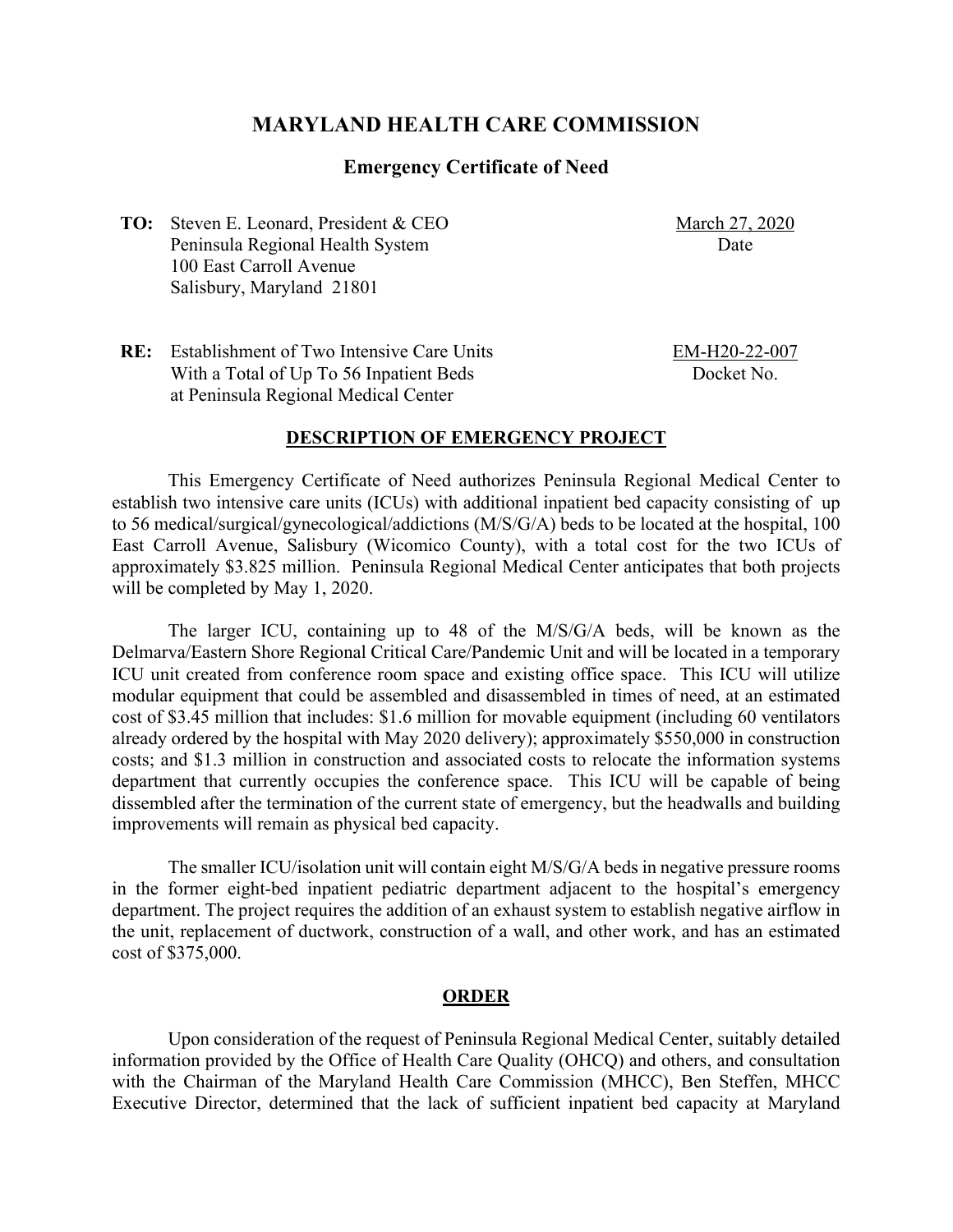# MARYLAND HEALTH CARE COMMISSION

## Emergency Certificate of Need

**TO:** Steven E. Leonard, President & CEO
Peninsula Regional Health System
100 East Carroll Avenue
Salisbury, Maryland 21801

March 27, 2020
Date

**RE:** Establishment of Two Intensive Care Units
With a Total of Up To 56 Inpatient Beds
at Peninsula Regional Medical Center

EM-H20-22-007
Docket No.

### DESCRIPTION OF EMERGENCY PROJECT

This Emergency Certificate of Need authorizes Peninsula Regional Medical Center to establish two intensive care units (ICUs) with additional inpatient bed capacity consisting of up to 56 medical/surgical/gynecological/addictions (M/S/G/A) beds to be located at the hospital, 100 East Carroll Avenue, Salisbury (Wicomico County), with a total cost for the two ICUs of approximately $3.825 million. Peninsula Regional Medical Center anticipates that both projects will be completed by May 1, 2020.

The larger ICU, containing up to 48 of the M/S/G/A beds, will be known as the Delmarva/Eastern Shore Regional Critical Care/Pandemic Unit and will be located in a temporary ICU unit created from conference room space and existing office space. This ICU will utilize modular equipment that could be assembled and disassembled in times of need, at an estimated cost of $3.45 million that includes: $1.6 million for movable equipment (including 60 ventilators already ordered by the hospital with May 2020 delivery); approximately $550,000 in construction costs; and $1.3 million in construction and associated costs to relocate the information systems department that currently occupies the conference space. This ICU will be capable of being dissembled after the termination of the current state of emergency, but the headwalls and building improvements will remain as physical bed capacity.

The smaller ICU/isolation unit will contain eight M/S/G/A beds in negative pressure rooms in the former eight-bed inpatient pediatric department adjacent to the hospital's emergency department. The project requires the addition of an exhaust system to establish negative airflow in the unit, replacement of ductwork, construction of a wall, and other work, and has an estimated cost of $375,000.

### ORDER

Upon consideration of the request of Peninsula Regional Medical Center, suitably detailed information provided by the Office of Health Care Quality (OHCQ) and others, and consultation with the Chairman of the Maryland Health Care Commission (MHCC), Ben Steffen, MHCC Executive Director, determined that the lack of sufficient inpatient bed capacity at Maryland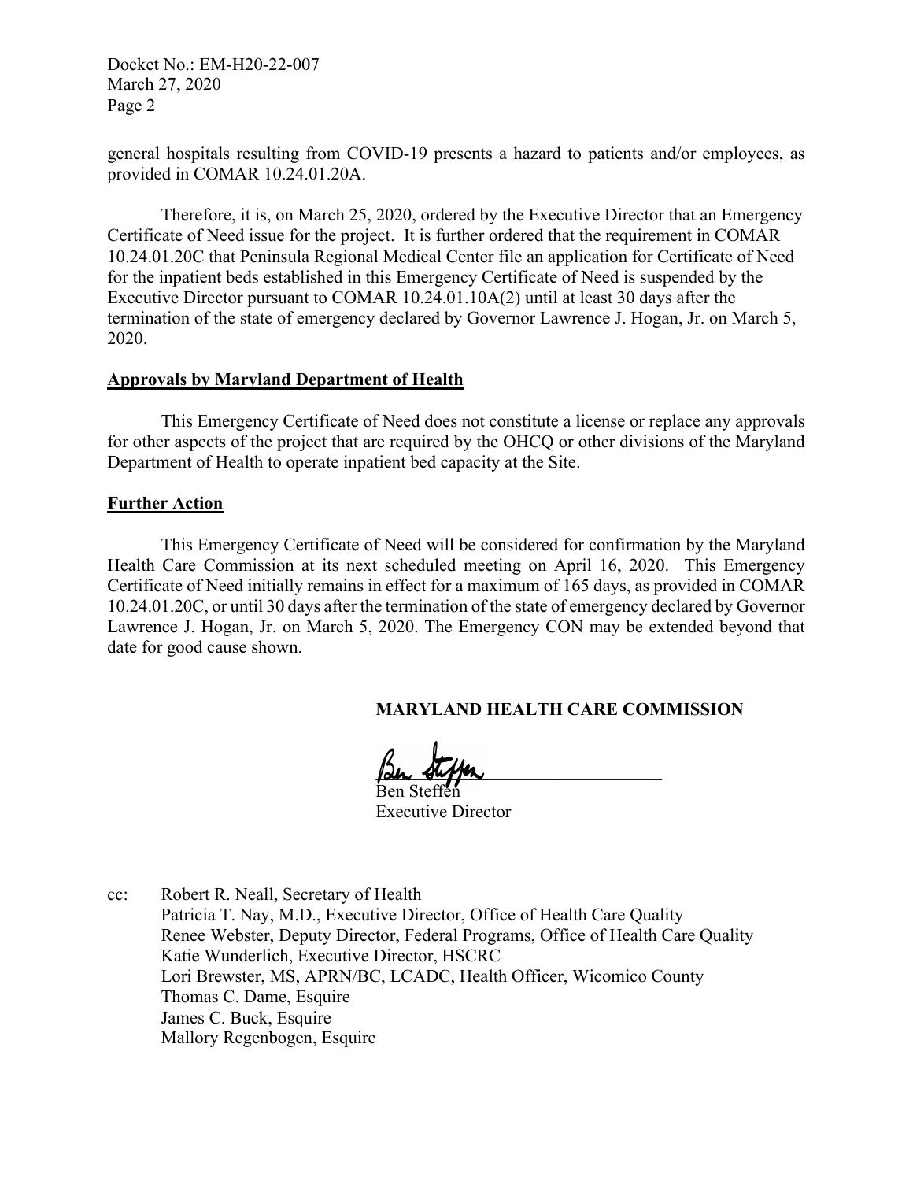general hospitals resulting from COVID-19 presents a hazard to patients and/or employees, as provided in COMAR 10.24.01.20A.

Therefore, it is, on March 25, 2020, ordered by the Executive Director that an Emergency Certificate of Need issue for the project. It is further ordered that the requirement in COMAR 10.24.01.20C that Peninsula Regional Medical Center file an application for Certificate of Need for the inpatient beds established in this Emergency Certificate of Need is suspended by the Executive Director pursuant to COMAR 10.24.01.10A(2) until at least 30 days after the termination of the state of emergency declared by Governor Lawrence J. Hogan, Jr. on March 5, 2020.

**Approvals by Maryland Department of Health**

This Emergency Certificate of Need does not constitute a license or replace any approvals for other aspects of the project that are required by the OHCQ or other divisions of the Maryland Department of Health to operate inpatient bed capacity at the Site.

**Further Action**

This Emergency Certificate of Need will be considered for confirmation by the Maryland Health Care Commission at its next scheduled meeting on April 16, 2020. This Emergency Certificate of Need initially remains in effect for a maximum of 165 days, as provided in COMAR 10.24.01.20C, or until 30 days after the termination of the state of emergency declared by Governor Lawrence J. Hogan, Jr. on March 5, 2020. The Emergency CON may be extended beyond that date for good cause shown.

**MARYLAND HEALTH CARE COMMISSION**

Ben Steffen
Executive Director

cc: Robert R. Neall, Secretary of Health
Patricia T. Nay, M.D., Executive Director, Office of Health Care Quality
Renee Webster, Deputy Director, Federal Programs, Office of Health Care Quality
Katie Wunderlich, Executive Director, HSCRC
Lori Brewster, MS, APRN/BC, LCADC, Health Officer, Wicomico County
Thomas C. Dame, Esquire
James C. Buck, Esquire
Mallory Regenbogen, Esquire